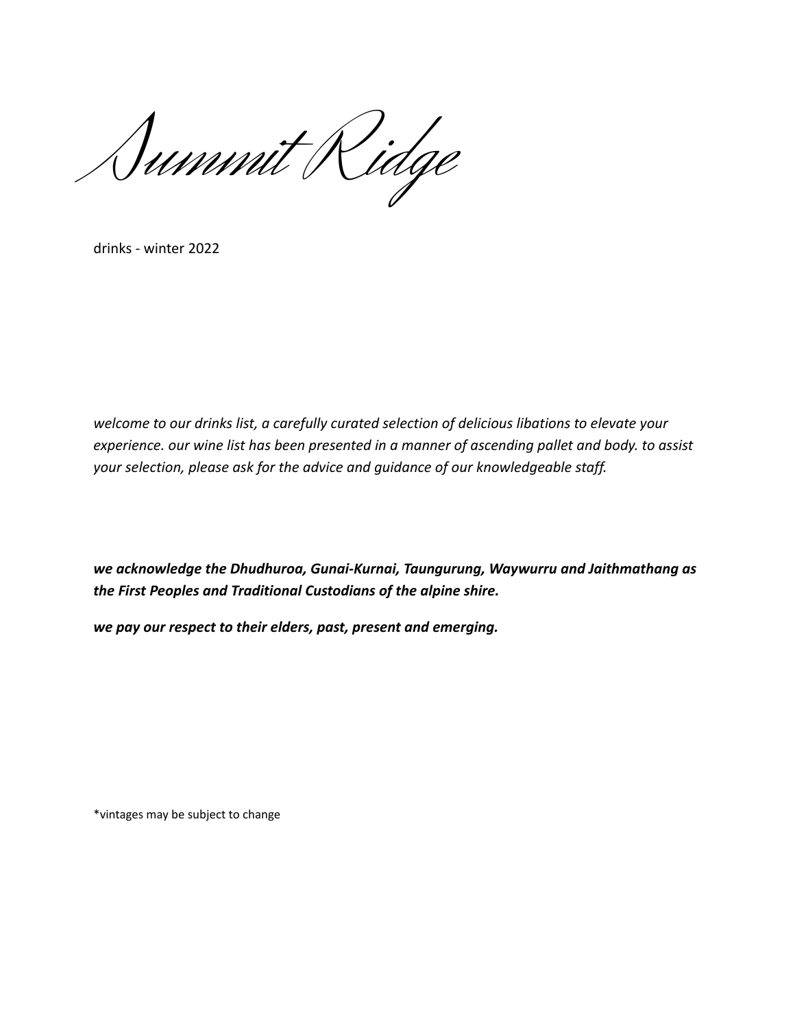# Summit Ridge

drinks - winter 2022

*welcome to our drinks list, a carefully curated selection of delicious libations to elevate your experience. our wine list has been presented in a manner of ascending pallet and body. to assist your selection, please ask for the advice and guidance of our knowledgeable staff.*

***we acknowledge the Dhudhuroa, Gunai-Kurnai, Taungurung, Waywurru and Jaithmathang as the First Peoples and Traditional Custodians of the alpine shire.***

***we pay our respect to their elders, past, present and emerging.***

*vintages may be subject to change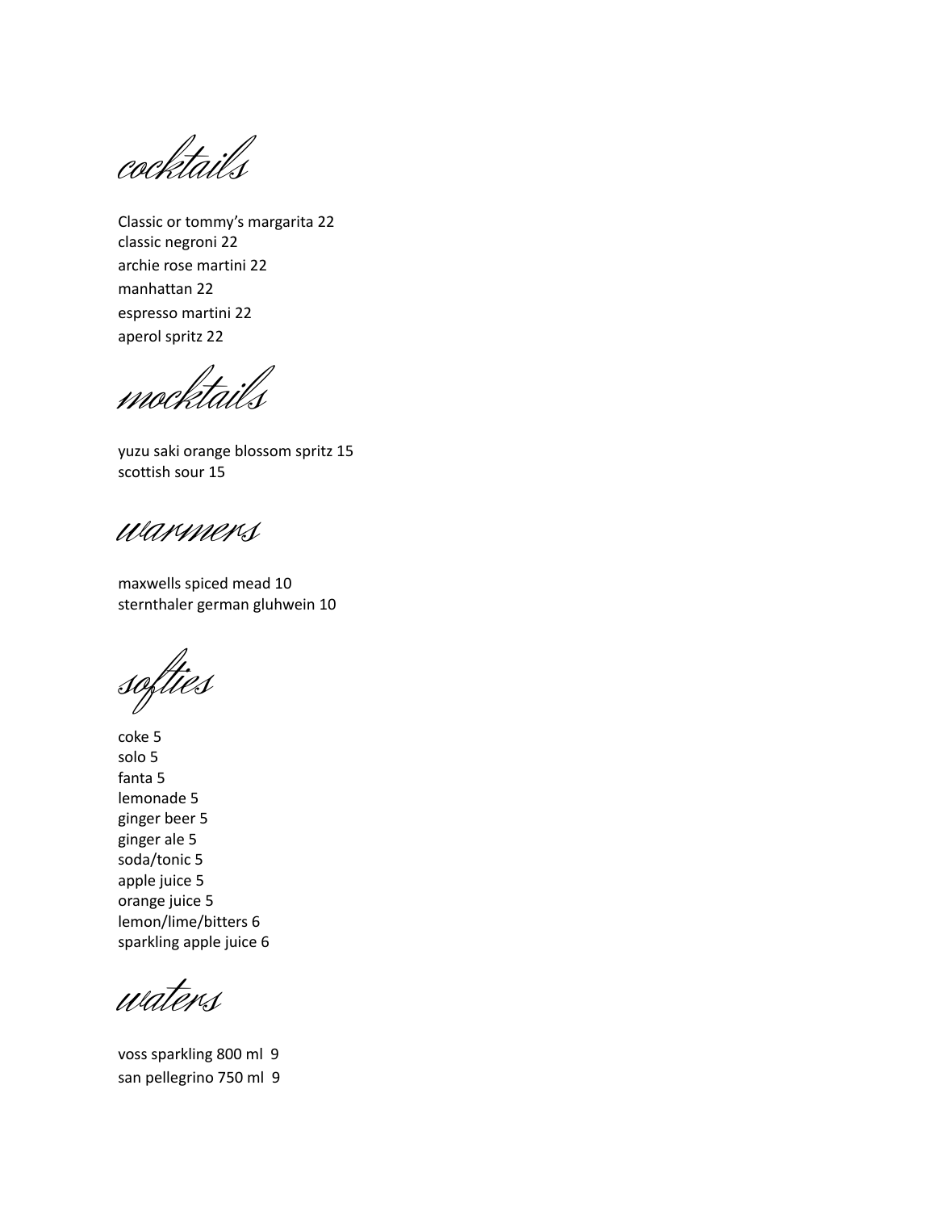## cocktails

Classic or tommy's margarita 22
classic negroni 22
archie rose martini 22
manhattan 22
espresso martini 22
aperol spritz 22

## mocktails

yuzu saki orange blossom spritz 15
scottish sour 15

## warmers

maxwells spiced mead 10
sternthaler german gluhwein 10

## softies

coke 5
solo 5
fanta 5
lemonade 5
ginger beer 5
ginger ale 5
soda/tonic 5
apple juice 5
orange juice 5
lemon/lime/bitters 6
sparkling apple juice 6

## waters

voss sparkling 800 ml 9
san pellegrino 750 ml 9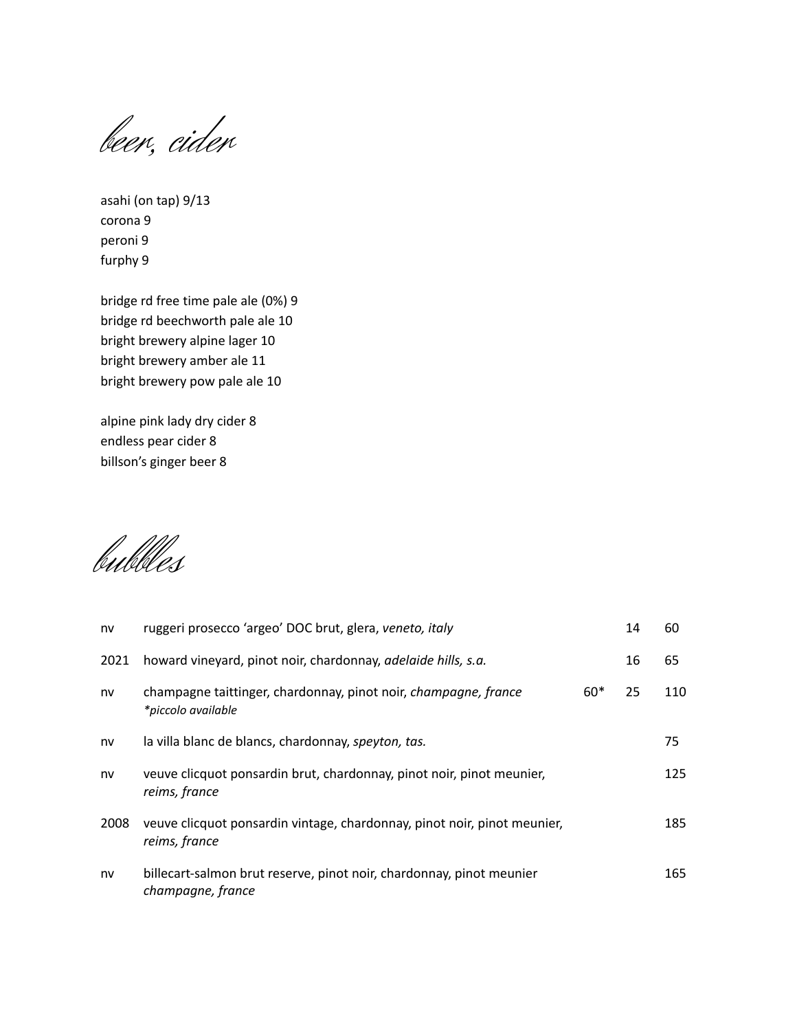## beer, cider

asahi (on tap) 9/13
corona 9
peroni 9
furphy 9

bridge rd free time pale ale (0%) 9
bridge rd beechworth pale ale 10
bright brewery alpine lager 10
bright brewery amber ale 11
bright brewery pow pale ale 10

alpine pink lady dry cider 8
endless pear cider 8
billson's ginger beer 8

## bubbles

| | | | | |
|---|---|---|---|---|
| nv | ruggeri prosecco 'argeo' DOC brut, glera, *veneto, italy* | | 14 | 60 |
| 2021 | howard vineyard, pinot noir, chardonnay, *adelaide hills, s.a.* | | 16 | 65 |
| nv | champagne taittinger, chardonnay, pinot noir, *champagne, france*<br>*\*piccolo available* | 60* | 25 | 110 |
| nv | la villa blanc de blancs, chardonnay, *speyton, tas.* | | | 75 |
| nv | veuve clicquot ponsardin brut, chardonnay, pinot noir, pinot meunier, *reims, france* | | | 125 |
| 2008 | veuve clicquot ponsardin vintage, chardonnay, pinot noir, pinot meunier, *reims, france* | | | 185 |
| nv | billecart-salmon brut reserve, pinot noir, chardonnay, pinot meunier *champagne, france* | | | 165 |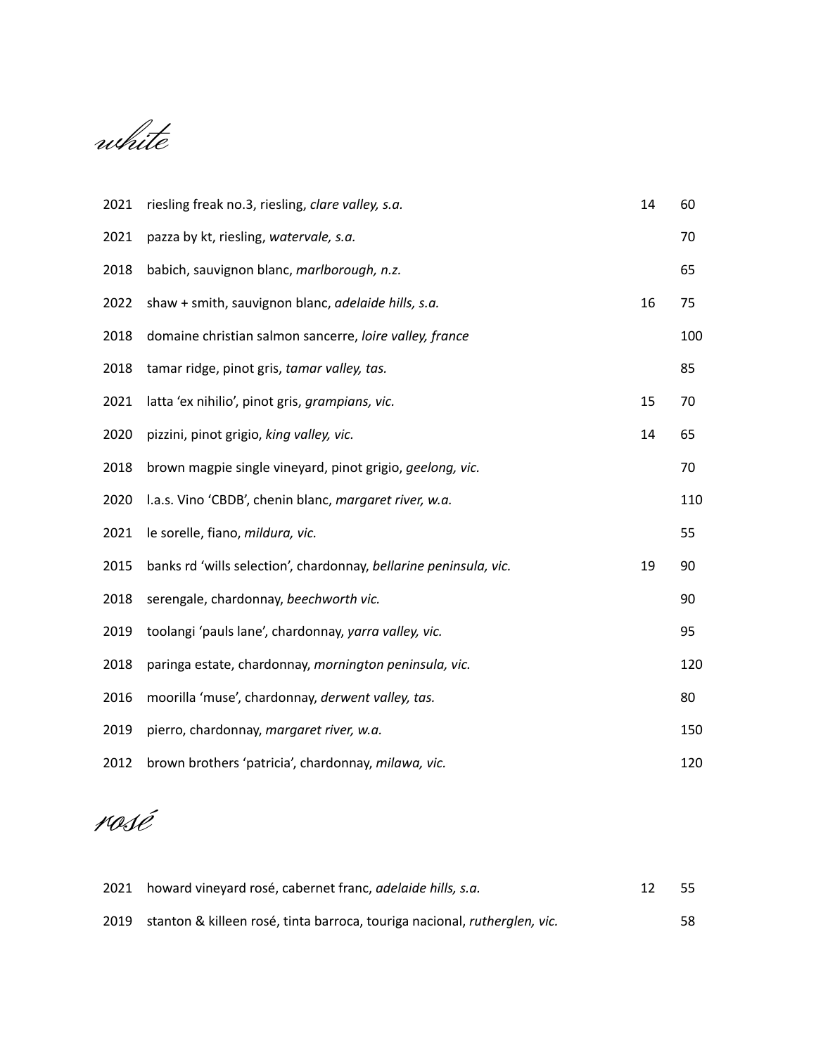## white

| Year | Wine | Glass | Bottle |
|---|---|---|---|
| 2021 | riesling freak no.3, riesling, *clare valley, s.a.* | 14 | 60 |
| 2021 | pazza by kt, riesling, *watervale, s.a.* | | 70 |
| 2018 | babich, sauvignon blanc, *marlborough, n.z.* | | 65 |
| 2022 | shaw + smith, sauvignon blanc, *adelaide hills, s.a.* | 16 | 75 |
| 2018 | domaine christian salmon sancerre, *loire valley, france* | | 100 |
| 2018 | tamar ridge, pinot gris, *tamar valley, tas.* | | 85 |
| 2021 | latta 'ex nihilio', pinot gris, *grampians, vic.* | 15 | 70 |
| 2020 | pizzini, pinot grigio, *king valley, vic.* | 14 | 65 |
| 2018 | brown magpie single vineyard, pinot grigio, *geelong, vic.* | | 70 |
| 2020 | l.a.s. Vino 'CBDB', chenin blanc, *margaret river, w.a.* | | 110 |
| 2021 | le sorelle, fiano, *mildura, vic.* | | 55 |
| 2015 | banks rd 'wills selection', chardonnay, *bellarine peninsula, vic.* | 19 | 90 |
| 2018 | serengale, chardonnay, *beechworth vic.* | | 90 |
| 2019 | toolangi 'pauls lane', chardonnay, *yarra valley, vic.* | | 95 |
| 2018 | paringa estate, chardonnay, *mornington peninsula, vic.* | | 120 |
| 2016 | moorilla 'muse', chardonnay, *derwent valley, tas.* | | 80 |
| 2019 | pierro, chardonnay, *margaret river, w.a.* | | 150 |
| 2012 | brown brothers 'patricia', chardonnay, *milawa, vic.* | | 120 |

## rosé

| Year | Wine | Glass | Bottle |
|---|---|---|---|
| 2021 | howard vineyard rosé, cabernet franc, *adelaide hills, s.a.* | 12 | 55 |
| 2019 | stanton & killeen rosé, tinta barroca, touriga nacional, *rutherglen, vic.* | | 58 |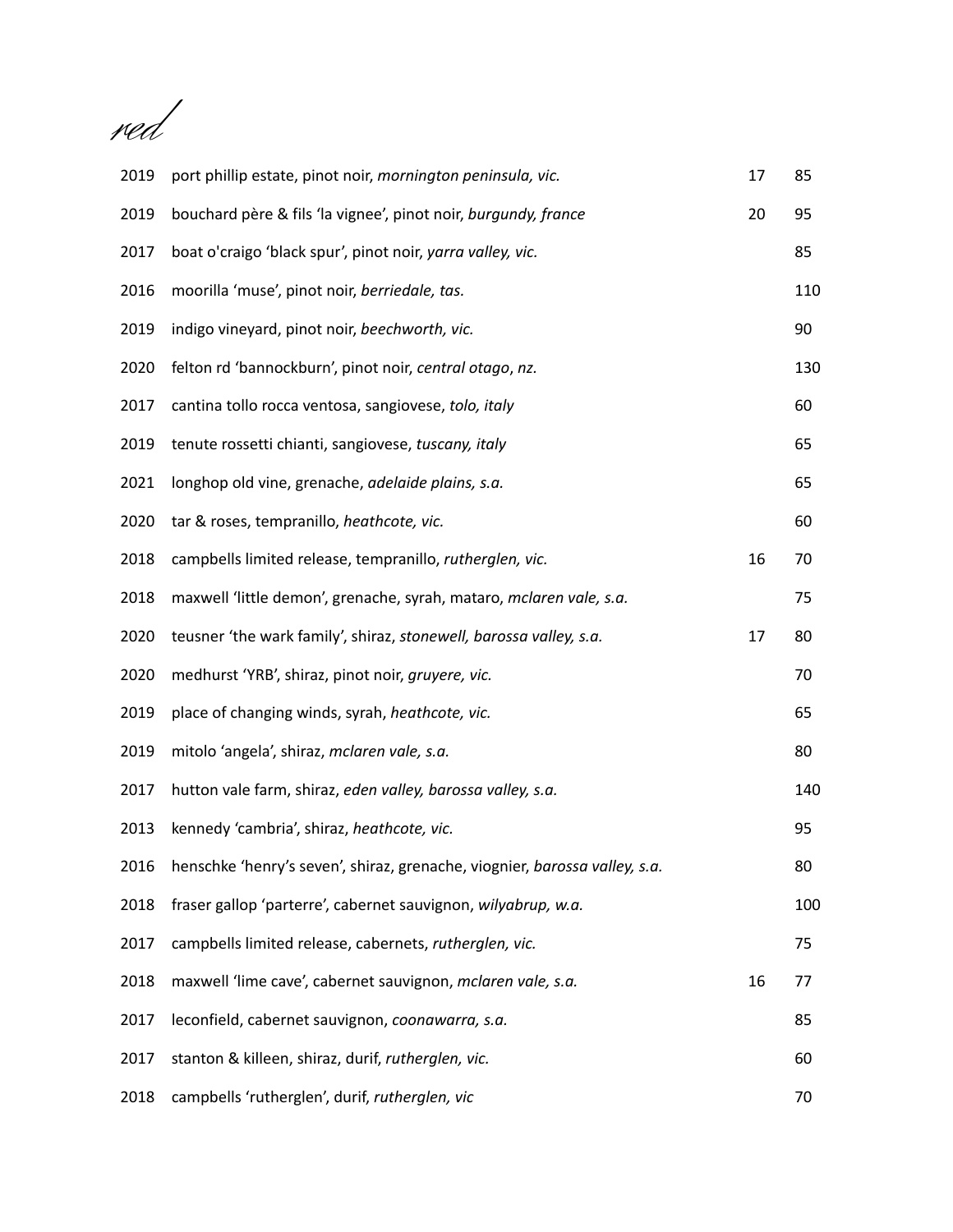# red

| | | | |
|---|---|---|---|
| 2019 | port phillip estate, pinot noir, *mornington peninsula, vic.* | 17 | 85 |
| 2019 | bouchard père & fils 'la vignee', pinot noir, *burgundy, france* | 20 | 95 |
| 2017 | boat o'craigo 'black spur', pinot noir, *yarra valley, vic.* | | 85 |
| 2016 | moorilla 'muse', pinot noir, *berriedale, tas.* | | 110 |
| 2019 | indigo vineyard, pinot noir, *beechworth, vic.* | | 90 |
| 2020 | felton rd 'bannockburn', pinot noir, *central otago*, *nz.* | | 130 |
| 2017 | cantina tollo rocca ventosa, sangiovese, *tolo, italy* | | 60 |
| 2019 | tenute rossetti chianti, sangiovese, *tuscany, italy* | | 65 |
| 2021 | longhop old vine, grenache, *adelaide plains, s.a.* | | 65 |
| 2020 | tar & roses, tempranillo, *heathcote, vic.* | | 60 |
| 2018 | campbells limited release, tempranillo, *rutherglen, vic.* | 16 | 70 |
| 2018 | maxwell 'little demon', grenache, syrah, mataro, *mclaren vale, s.a.* | | 75 |
| 2020 | teusner 'the wark family', shiraz, *stonewell, barossa valley, s.a.* | 17 | 80 |
| 2020 | medhurst 'YRB', shiraz, pinot noir, *gruyere, vic.* | | 70 |
| 2019 | place of changing winds, syrah, *heathcote, vic.* | | 65 |
| 2019 | mitolo 'angela', shiraz, *mclaren vale, s.a.* | | 80 |
| 2017 | hutton vale farm, shiraz, *eden valley, barossa valley, s.a.* | | 140 |
| 2013 | kennedy 'cambria', shiraz, *heathcote, vic.* | | 95 |
| 2016 | henschke 'henry's seven', shiraz, grenache, viognier, *barossa valley, s.a.* | | 80 |
| 2018 | fraser gallop 'parterre', cabernet sauvignon, *wilyabrup, w.a.* | | 100 |
| 2017 | campbells limited release, cabernets, *rutherglen, vic.* | | 75 |
| 2018 | maxwell 'lime cave', cabernet sauvignon, *mclaren vale, s.a.* | 16 | 77 |
| 2017 | leconfield, cabernet sauvignon, *coonawarra, s.a.* | | 85 |
| 2017 | stanton & killeen, shiraz, durif, *rutherglen, vic.* | | 60 |
| 2018 | campbells 'rutherglen', durif, *rutherglen, vic* | | 70 |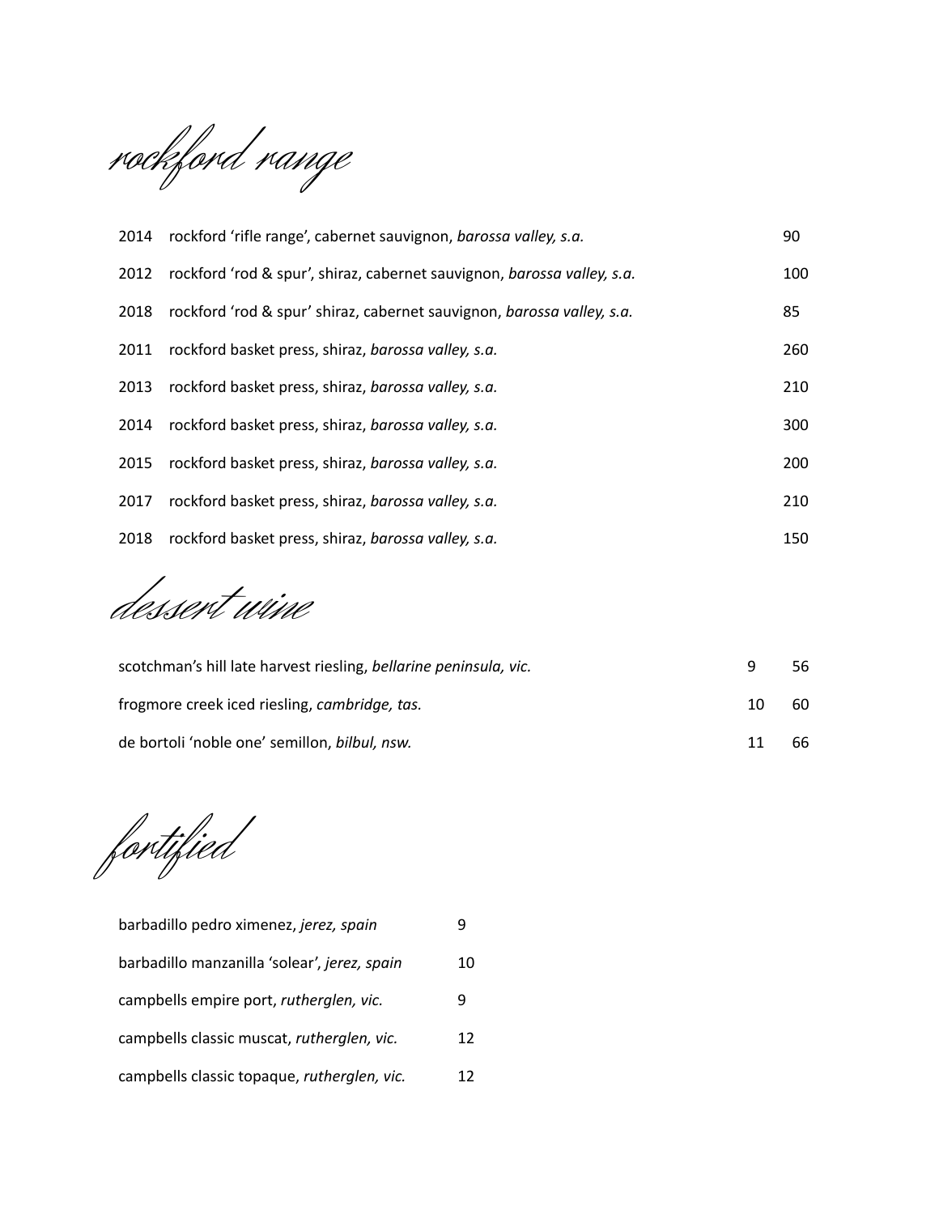# rockford range

| | | |
|---|---|---|
| 2014 | rockford 'rifle range', cabernet sauvignon, *barossa valley, s.a.* | 90 |
| 2012 | rockford 'rod & spur', shiraz, cabernet sauvignon, *barossa valley, s.a.* | 100 |
| 2018 | rockford 'rod & spur' shiraz, cabernet sauvignon, *barossa valley, s.a.* | 85 |
| 2011 | rockford basket press, shiraz, *barossa valley, s.a.* | 260 |
| 2013 | rockford basket press, shiraz, *barossa valley, s.a.* | 210 |
| 2014 | rockford basket press, shiraz, *barossa valley, s.a.* | 300 |
| 2015 | rockford basket press, shiraz, *barossa valley, s.a.* | 200 |
| 2017 | rockford basket press, shiraz, *barossa valley, s.a.* | 210 |
| 2018 | rockford basket press, shiraz, *barossa valley, s.a.* | 150 |

# dessert wine

| | | |
|---|---|---|
| scotchman's hill late harvest riesling, *bellarine peninsula, vic.* | 9 | 56 |
| frogmore creek iced riesling, *cambridge, tas.* | 10 | 60 |
| de bortoli 'noble one' semillon, *bilbul, nsw.* | 11 | 66 |

# fortified

| | |
|---|---|
| barbadillo pedro ximenez, *jerez, spain* | 9 |
| barbadillo manzanilla 'solear', *jerez, spain* | 10 |
| campbells empire port, *rutherglen, vic.* | 9 |
| campbells classic muscat, *rutherglen, vic.* | 12 |
| campbells classic topaque, *rutherglen, vic.* | 12 |